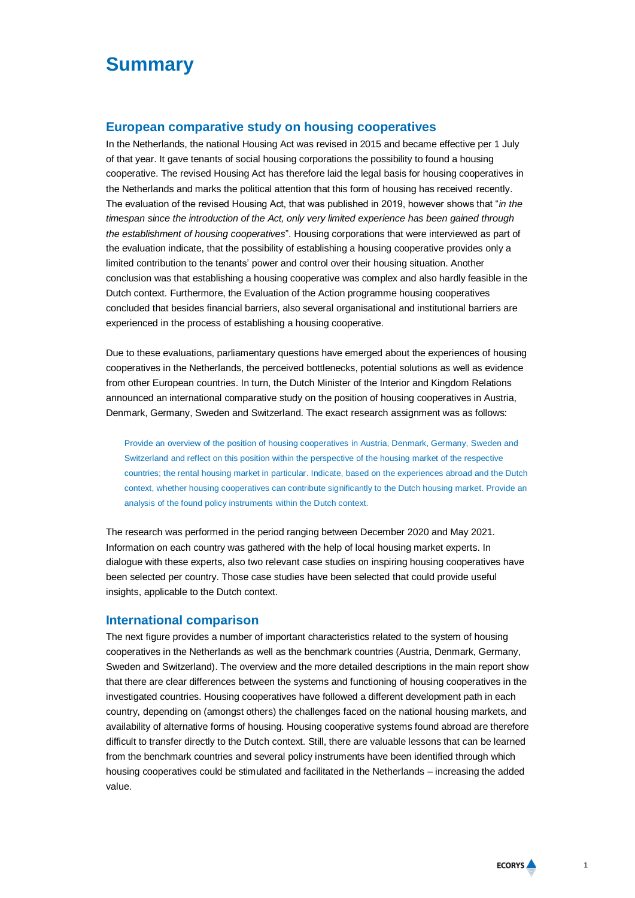# Summary

## European comparative study on housing cooperatives

In the Netherlands, the national Housing Act was revised in 2015 and became effective per 1 July of that year. It gave tenants of social housing corporations the possibility to found a housing cooperative. The revised Housing Act has therefore laid the legal basis for housing cooperatives in the Netherlands and marks the political attention that this form of housing has received recently. The evaluation of the revised Housing Act, that was published in 2019, however shows that "*in the timespan since the introduction of the Act, only very limited experience has been gained through the establishment of housing cooperatives*". Housing corporations that were interviewed as part of the evaluation indicate, that the possibility of establishing a housing cooperative provides only a limited contribution to the tenants' power and control over their housing situation. Another conclusion was that establishing a housing cooperative was complex and also hardly feasible in the Dutch context. Furthermore, the Evaluation of the Action programme housing cooperatives concluded that besides financial barriers, also several organisational and institutional barriers are experienced in the process of establishing a housing cooperative.

Due to these evaluations, parliamentary questions have emerged about the experiences of housing cooperatives in the Netherlands, the perceived bottlenecks, potential solutions as well as evidence from other European countries. In turn, the Dutch Minister of the Interior and Kingdom Relations announced an international comparative study on the position of housing cooperatives in Austria, Denmark, Germany, Sweden and Switzerland. The exact research assignment was as follows:

> Provide an overview of the position of housing cooperatives in Austria, Denmark, Germany, Sweden and Switzerland and reflect on this position within the perspective of the housing market of the respective countries; the rental housing market in particular. Indicate, based on the experiences abroad and the Dutch context, whether housing cooperatives can contribute significantly to the Dutch housing market. Provide an analysis of the found policy instruments within the Dutch context.

The research was performed in the period ranging between December 2020 and May 2021. Information on each country was gathered with the help of local housing market experts. In dialogue with these experts, also two relevant case studies on inspiring housing cooperatives have been selected per country. Those case studies have been selected that could provide useful insights, applicable to the Dutch context.

## International comparison

The next figure provides a number of important characteristics related to the system of housing cooperatives in the Netherlands as well as the benchmark countries (Austria, Denmark, Germany, Sweden and Switzerland). The overview and the more detailed descriptions in the main report show that there are clear differences between the systems and functioning of housing cooperatives in the investigated countries. Housing cooperatives have followed a different development path in each country, depending on (amongst others) the challenges faced on the national housing markets, and availability of alternative forms of housing. Housing cooperative systems found abroad are therefore difficult to transfer directly to the Dutch context. Still, there are valuable lessons that can be learned from the benchmark countries and several policy instruments have been identified through which housing cooperatives could be stimulated and facilitated in the Netherlands – increasing the added value.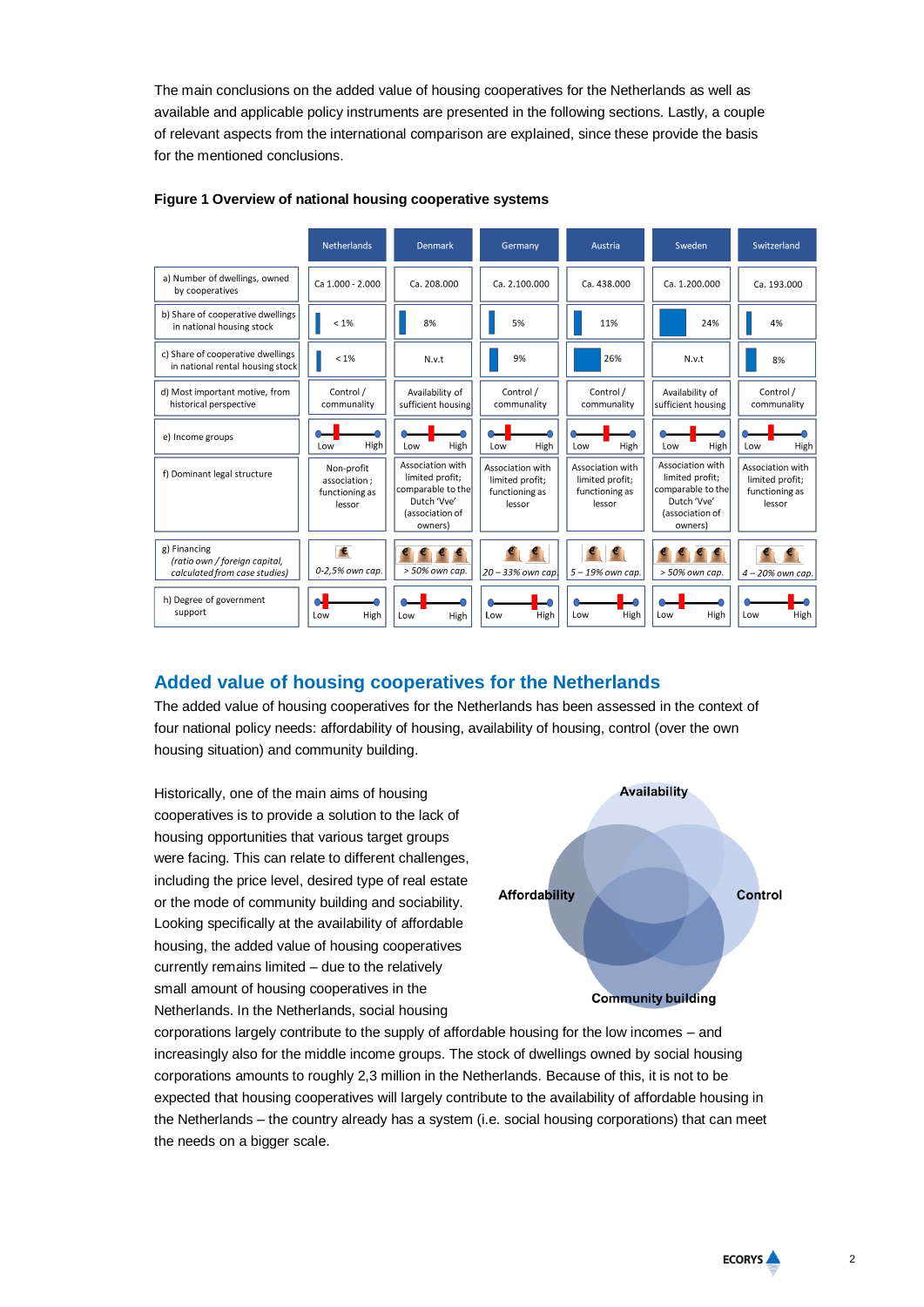The main conclusions on the added value of housing cooperatives for the Netherlands as well as available and applicable policy instruments are presented in the following sections. Lastly, a couple of relevant aspects from the international comparison are explained, since these provide the basis for the mentioned conclusions.

**Figure 1 Overview of national housing cooperative systems**

| | Netherlands | Denmark | Germany | Austria | Sweden | Switzerland |
|---|---|---|---|---|---|---|
| a) Number of dwellings, owned by cooperatives | Ca 1.000 - 2.000 | Ca. 208.000 | Ca. 2.100.000 | Ca. 438.000 | Ca. 1.200.000 | Ca. 193.000 |
| b) Share of cooperative dwellings in national housing stock | < 1% | 8% | 5% | 11% | 24% | 4% |
| c) Share of cooperative dwellings in national rental housing stock | < 1% | N.v.t | 9% | 26% | N.v.t | 8% |
| d) Most important motive, from historical perspective | Control / community | Availability of sufficient housing | Control / community | Control / community | Availability of sufficient housing | Control / community |
| e) Income groups | Low – High | Low – High | Low – High | Low – High | Low – High | Low – High |
| f) Dominant legal structure | Non-profit association ; functioning as lessor | Association with limited profit; comparable to the Dutch 'Vve' (association of owners) | Association with limited profit; functioning as lessor | Association with limited profit; functioning as lessor | Association with limited profit; comparable to the Dutch 'Vve' (association of owners) | Association with limited profit; functioning as lessor |
| g) Financing *(ratio own / foreign capital, calculated from case studies)* | *0-2,5% own cap.* | *> 50% own cap.* | *20 – 33% own cap.* | *5 – 19% own cap.* | *> 50% own cap.* | *4 – 20% own cap.* |
| h) Degree of government support | Low – High | Low – High | Low – High | Low – High | Low – High | Low – High |

## Added value of housing cooperatives for the Netherlands

The added value of housing cooperatives for the Netherlands has been assessed in the context of four national policy needs: affordability of housing, availability of housing, control (over the own housing situation) and community building.

Availability

Affordability

Control

Community building

Historically, one of the main aims of housing cooperatives is to provide a solution to the lack of housing opportunities that various target groups were facing. This can relate to different challenges, including the price level, desired type of real estate or the mode of community building and sociability. Looking specifically at the availability of affordable housing, the added value of housing cooperatives currently remains limited – due to the relatively small amount of housing cooperatives in the Netherlands. In the Netherlands, social housing corporations largely contribute to the supply of affordable housing for the low incomes – and increasingly also for the middle income groups. The stock of dwellings owned by social housing corporations amounts to roughly 2,3 million in the Netherlands. Because of this, it is not to be expected that housing cooperatives will largely contribute to the availability of affordable housing in the Netherlands – the country already has a system (i.e. social housing corporations) that can meet the needs on a bigger scale.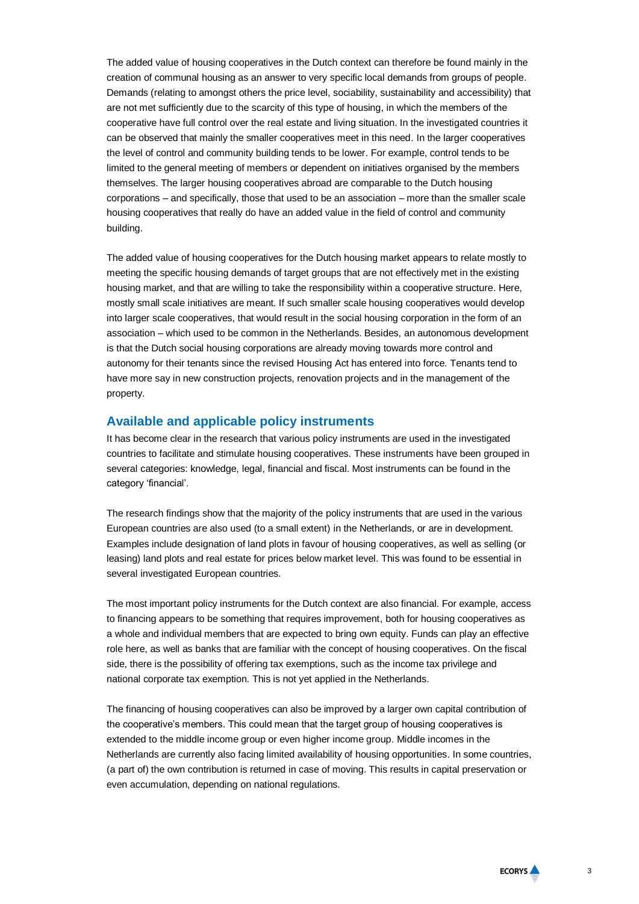The added value of housing cooperatives in the Dutch context can therefore be found mainly in the creation of communal housing as an answer to very specific local demands from groups of people. Demands (relating to amongst others the price level, sociability, sustainability and accessibility) that are not met sufficiently due to the scarcity of this type of housing, in which the members of the cooperative have full control over the real estate and living situation. In the investigated countries it can be observed that mainly the smaller cooperatives meet in this need. In the larger cooperatives the level of control and community building tends to be lower. For example, control tends to be limited to the general meeting of members or dependent on initiatives organised by the members themselves. The larger housing cooperatives abroad are comparable to the Dutch housing corporations – and specifically, those that used to be an association – more than the smaller scale housing cooperatives that really do have an added value in the field of control and community building.

The added value of housing cooperatives for the Dutch housing market appears to relate mostly to meeting the specific housing demands of target groups that are not effectively met in the existing housing market, and that are willing to take the responsibility within a cooperative structure. Here, mostly small scale initiatives are meant. If such smaller scale housing cooperatives would develop into larger scale cooperatives, that would result in the social housing corporation in the form of an association – which used to be common in the Netherlands. Besides, an autonomous development is that the Dutch social housing corporations are already moving towards more control and autonomy for their tenants since the revised Housing Act has entered into force. Tenants tend to have more say in new construction projects, renovation projects and in the management of the property.

## Available and applicable policy instruments

It has become clear in the research that various policy instruments are used in the investigated countries to facilitate and stimulate housing cooperatives. These instruments have been grouped in several categories: knowledge, legal, financial and fiscal. Most instruments can be found in the category 'financial'.

The research findings show that the majority of the policy instruments that are used in the various European countries are also used (to a small extent) in the Netherlands, or are in development. Examples include designation of land plots in favour of housing cooperatives, as well as selling (or leasing) land plots and real estate for prices below market level. This was found to be essential in several investigated European countries.

The most important policy instruments for the Dutch context are also financial. For example, access to financing appears to be something that requires improvement, both for housing cooperatives as a whole and individual members that are expected to bring own equity. Funds can play an effective role here, as well as banks that are familiar with the concept of housing cooperatives. On the fiscal side, there is the possibility of offering tax exemptions, such as the income tax privilege and national corporate tax exemption. This is not yet applied in the Netherlands.

The financing of housing cooperatives can also be improved by a larger own capital contribution of the cooperative's members. This could mean that the target group of housing cooperatives is extended to the middle income group or even higher income group. Middle incomes in the Netherlands are currently also facing limited availability of housing opportunities. In some countries, (a part of) the own contribution is returned in case of moving. This results in capital preservation or even accumulation, depending on national regulations.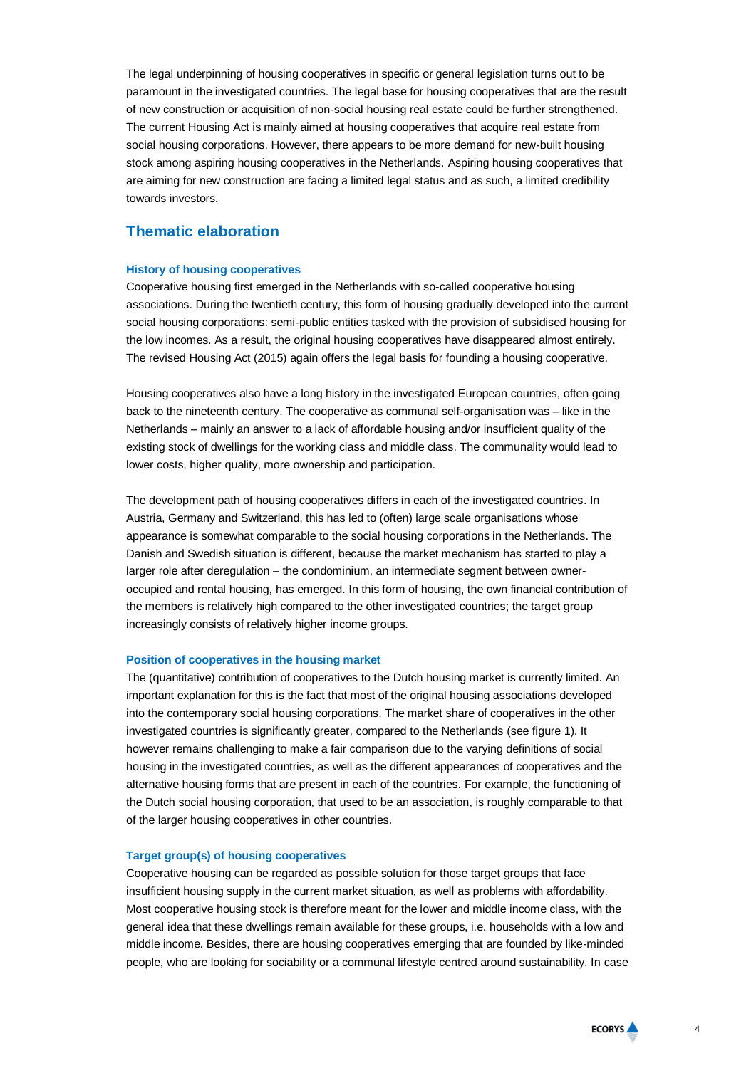The legal underpinning of housing cooperatives in specific or general legislation turns out to be paramount in the investigated countries. The legal base for housing cooperatives that are the result of new construction or acquisition of non-social housing real estate could be further strengthened. The current Housing Act is mainly aimed at housing cooperatives that acquire real estate from social housing corporations. However, there appears to be more demand for new-built housing stock among aspiring housing cooperatives in the Netherlands. Aspiring housing cooperatives that are aiming for new construction are facing a limited legal status and as such, a limited credibility towards investors.

## Thematic elaboration

### History of housing cooperatives

Cooperative housing first emerged in the Netherlands with so-called cooperative housing associations. During the twentieth century, this form of housing gradually developed into the current social housing corporations: semi-public entities tasked with the provision of subsidised housing for the low incomes. As a result, the original housing cooperatives have disappeared almost entirely. The revised Housing Act (2015) again offers the legal basis for founding a housing cooperative.

Housing cooperatives also have a long history in the investigated European countries, often going back to the nineteenth century. The cooperative as communal self-organisation was – like in the Netherlands – mainly an answer to a lack of affordable housing and/or insufficient quality of the existing stock of dwellings for the working class and middle class. The communality would lead to lower costs, higher quality, more ownership and participation.

The development path of housing cooperatives differs in each of the investigated countries. In Austria, Germany and Switzerland, this has led to (often) large scale organisations whose appearance is somewhat comparable to the social housing corporations in the Netherlands. The Danish and Swedish situation is different, because the market mechanism has started to play a larger role after deregulation – the condominium, an intermediate segment between owner-occupied and rental housing, has emerged. In this form of housing, the own financial contribution of the members is relatively high compared to the other investigated countries; the target group increasingly consists of relatively higher income groups.

### Position of cooperatives in the housing market

The (quantitative) contribution of cooperatives to the Dutch housing market is currently limited. An important explanation for this is the fact that most of the original housing associations developed into the contemporary social housing corporations. The market share of cooperatives in the other investigated countries is significantly greater, compared to the Netherlands (see figure 1). It however remains challenging to make a fair comparison due to the varying definitions of social housing in the investigated countries, as well as the different appearances of cooperatives and the alternative housing forms that are present in each of the countries. For example, the functioning of the Dutch social housing corporation, that used to be an association, is roughly comparable to that of the larger housing cooperatives in other countries.

### Target group(s) of housing cooperatives

Cooperative housing can be regarded as possible solution for those target groups that face insufficient housing supply in the current market situation, as well as problems with affordability. Most cooperative housing stock is therefore meant for the lower and middle income class, with the general idea that these dwellings remain available for these groups, i.e. households with a low and middle income. Besides, there are housing cooperatives emerging that are founded by like-minded people, who are looking for sociability or a communal lifestyle centred around sustainability. In case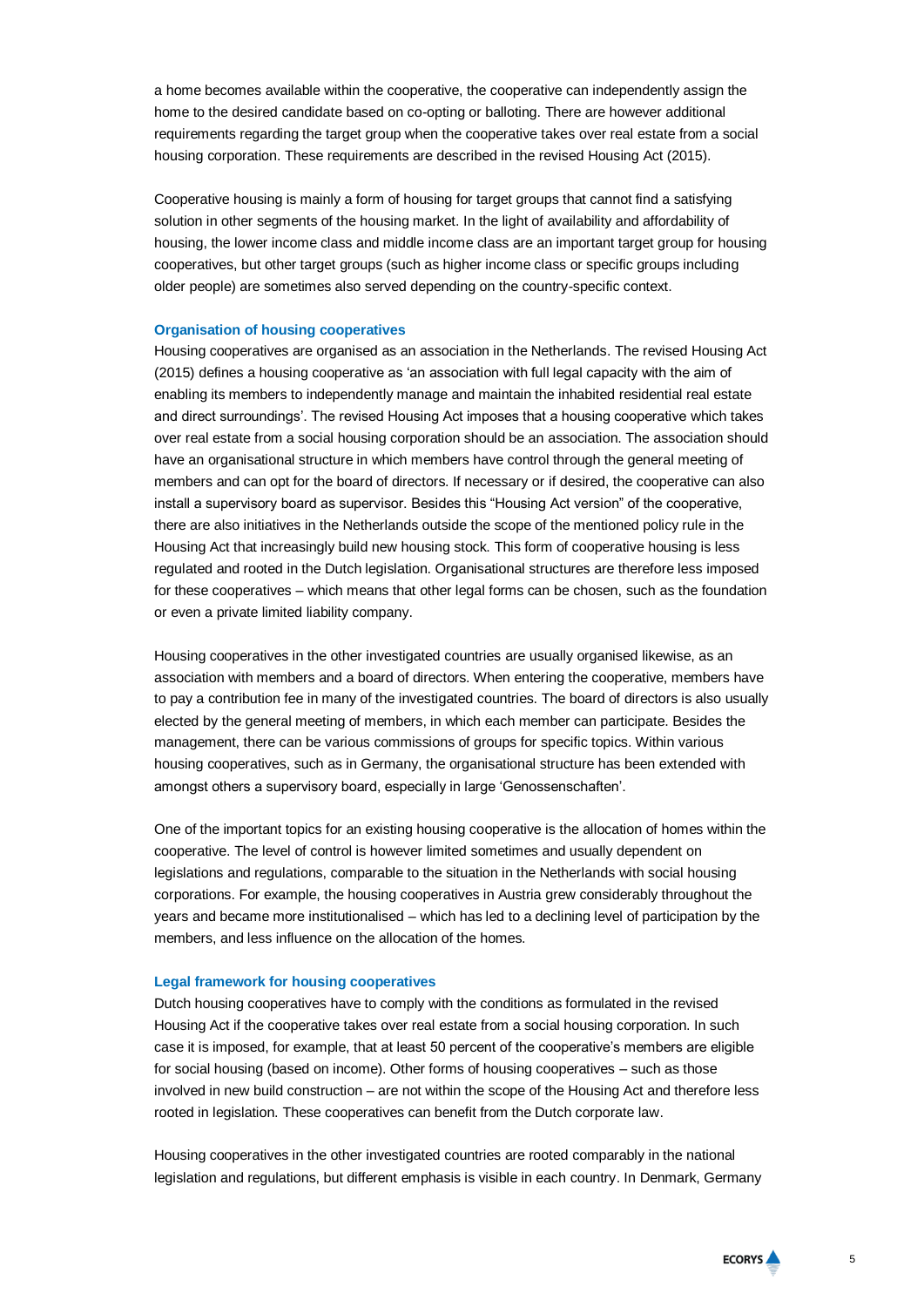a home becomes available within the cooperative, the cooperative can independently assign the home to the desired candidate based on co-opting or balloting. There are however additional requirements regarding the target group when the cooperative takes over real estate from a social housing corporation. These requirements are described in the revised Housing Act (2015).

Cooperative housing is mainly a form of housing for target groups that cannot find a satisfying solution in other segments of the housing market. In the light of availability and affordability of housing, the lower income class and middle income class are an important target group for housing cooperatives, but other target groups (such as higher income class or specific groups including older people) are sometimes also served depending on the country-specific context.

### Organisation of housing cooperatives

Housing cooperatives are organised as an association in the Netherlands. The revised Housing Act (2015) defines a housing cooperative as 'an association with full legal capacity with the aim of enabling its members to independently manage and maintain the inhabited residential real estate and direct surroundings'. The revised Housing Act imposes that a housing cooperative which takes over real estate from a social housing corporation should be an association. The association should have an organisational structure in which members have control through the general meeting of members and can opt for the board of directors. If necessary or if desired, the cooperative can also install a supervisory board as supervisor. Besides this "Housing Act version" of the cooperative, there are also initiatives in the Netherlands outside the scope of the mentioned policy rule in the Housing Act that increasingly build new housing stock. This form of cooperative housing is less regulated and rooted in the Dutch legislation. Organisational structures are therefore less imposed for these cooperatives – which means that other legal forms can be chosen, such as the foundation or even a private limited liability company.

Housing cooperatives in the other investigated countries are usually organised likewise, as an association with members and a board of directors. When entering the cooperative, members have to pay a contribution fee in many of the investigated countries. The board of directors is also usually elected by the general meeting of members, in which each member can participate. Besides the management, there can be various commissions of groups for specific topics. Within various housing cooperatives, such as in Germany, the organisational structure has been extended with amongst others a supervisory board, especially in large 'Genossenschaften'.

One of the important topics for an existing housing cooperative is the allocation of homes within the cooperative. The level of control is however limited sometimes and usually dependent on legislations and regulations, comparable to the situation in the Netherlands with social housing corporations. For example, the housing cooperatives in Austria grew considerably throughout the years and became more institutionalised – which has led to a declining level of participation by the members, and less influence on the allocation of the homes.

### Legal framework for housing cooperatives

Dutch housing cooperatives have to comply with the conditions as formulated in the revised Housing Act if the cooperative takes over real estate from a social housing corporation. In such case it is imposed, for example, that at least 50 percent of the cooperative's members are eligible for social housing (based on income). Other forms of housing cooperatives – such as those involved in new build construction – are not within the scope of the Housing Act and therefore less rooted in legislation. These cooperatives can benefit from the Dutch corporate law.

Housing cooperatives in the other investigated countries are rooted comparably in the national legislation and regulations, but different emphasis is visible in each country. In Denmark, Germany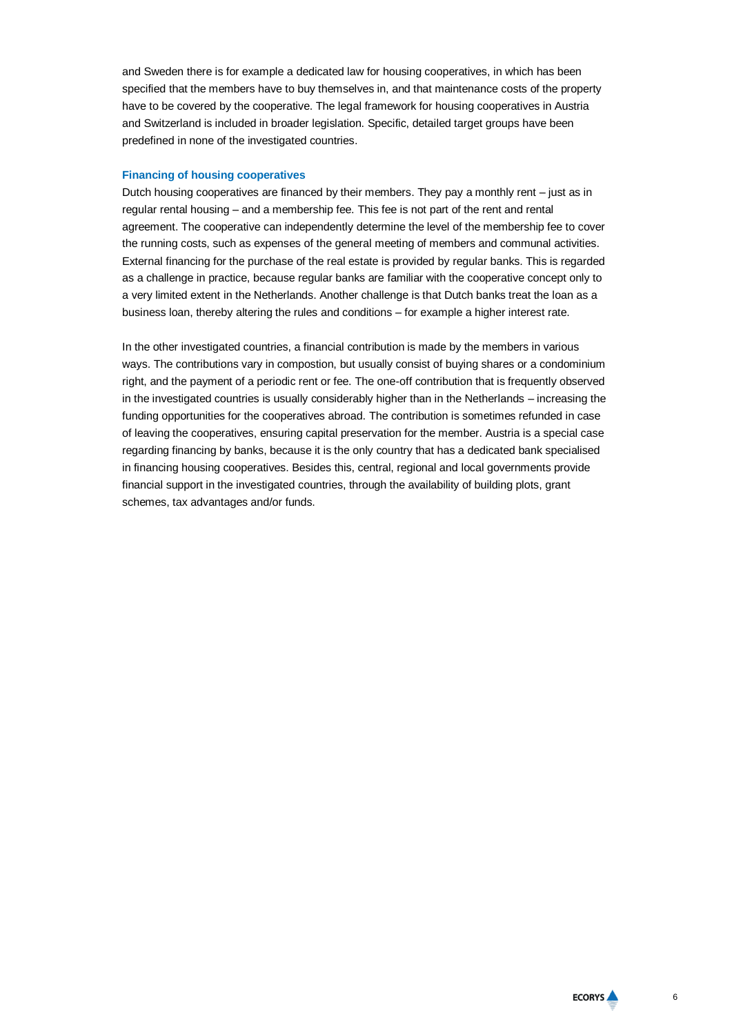and Sweden there is for example a dedicated law for housing cooperatives, in which has been specified that the members have to buy themselves in, and that maintenance costs of the property have to be covered by the cooperative. The legal framework for housing cooperatives in Austria and Switzerland is included in broader legislation. Specific, detailed target groups have been predefined in none of the investigated countries.

### Financing of housing cooperatives

Dutch housing cooperatives are financed by their members. They pay a monthly rent – just as in regular rental housing – and a membership fee. This fee is not part of the rent and rental agreement. The cooperative can independently determine the level of the membership fee to cover the running costs, such as expenses of the general meeting of members and communal activities. External financing for the purchase of the real estate is provided by regular banks. This is regarded as a challenge in practice, because regular banks are familiar with the cooperative concept only to a very limited extent in the Netherlands. Another challenge is that Dutch banks treat the loan as a business loan, thereby altering the rules and conditions – for example a higher interest rate.

In the other investigated countries, a financial contribution is made by the members in various ways. The contributions vary in compostion, but usually consist of buying shares or a condominium right, and the payment of a periodic rent or fee. The one-off contribution that is frequently observed in the investigated countries is usually considerably higher than in the Netherlands – increasing the funding opportunities for the cooperatives abroad. The contribution is sometimes refunded in case of leaving the cooperatives, ensuring capital preservation for the member. Austria is a special case regarding financing by banks, because it is the only country that has a dedicated bank specialised in financing housing cooperatives. Besides this, central, regional and local governments provide financial support in the investigated countries, through the availability of building plots, grant schemes, tax advantages and/or funds.